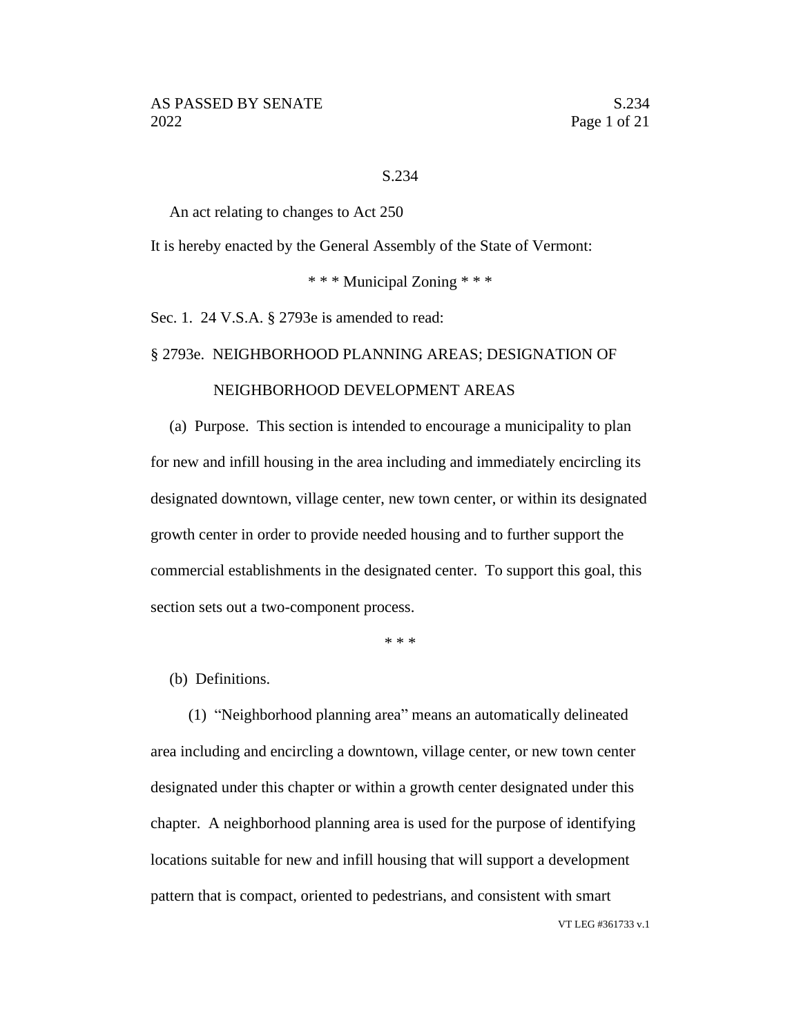S.234

An act relating to changes to Act 250

It is hereby enacted by the General Assembly of the State of Vermont:

\* \* \* Municipal Zoning \* \* \*

Sec. 1. 24 V.S.A. § 2793e is amended to read:

§ 2793e. NEIGHBORHOOD PLANNING AREAS; DESIGNATION OF NEIGHBORHOOD DEVELOPMENT AREAS

(a) Purpose. This section is intended to encourage a municipality to plan for new and infill housing in the area including and immediately encircling its designated downtown, village center, new town center, or within its designated growth center in order to provide needed housing and to further support the commercial establishments in the designated center. To support this goal, this section sets out a two-component process.

\* \* \*

(b) Definitions.

(1) "Neighborhood planning area" means an automatically delineated area including and encircling a downtown, village center, or new town center designated under this chapter or within a growth center designated under this chapter. A neighborhood planning area is used for the purpose of identifying locations suitable for new and infill housing that will support a development pattern that is compact, oriented to pedestrians, and consistent with smart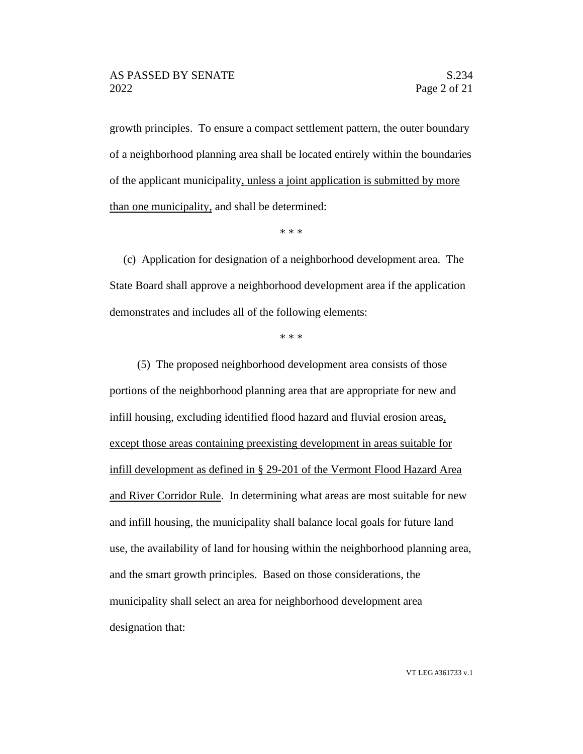growth principles. To ensure a compact settlement pattern, the outer boundary of a neighborhood planning area shall be located entirely within the boundaries of the applicant municipality<u>, unless a joint application is submitted by more than one municipality,</u> and shall be determined:

\* \* \*

(c) Application for designation of a neighborhood development area. The State Board shall approve a neighborhood development area if the application demonstrates and includes all of the following elements:

\* \* \*

(5) The proposed neighborhood development area consists of those portions of the neighborhood planning area that are appropriate for new and infill housing, excluding identified flood hazard and fluvial erosion areas<u>, except those areas containing preexisting development in areas suitable for infill development as defined in § 29-201 of the Vermont Flood Hazard Area and River Corridor Rule</u>. In determining what areas are most suitable for new and infill housing, the municipality shall balance local goals for future land use, the availability of land for housing within the neighborhood planning area, and the smart growth principles. Based on those considerations, the municipality shall select an area for neighborhood development area designation that: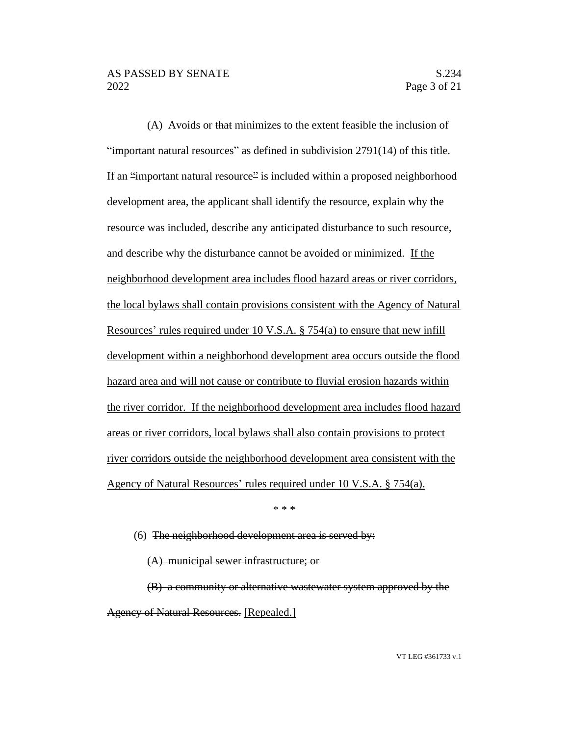(A) Avoids or ~~that~~ minimizes to the extent feasible the inclusion of "important natural resources" as defined in subdivision 2791(14) of this title. If an ~~"~~important natural resource~~"~~ is included within a proposed neighborhood development area, the applicant shall identify the resource, explain why the resource was included, describe any anticipated disturbance to such resource, and describe why the disturbance cannot be avoided or minimized. <u>If the neighborhood development area includes flood hazard areas or river corridors, the local bylaws shall contain provisions consistent with the Agency of Natural Resources' rules required under 10 V.S.A. § 754(a) to ensure that new infill development within a neighborhood development area occurs outside the flood hazard area and will not cause or contribute to fluvial erosion hazards within the river corridor. If the neighborhood development area includes flood hazard areas or river corridors, local bylaws shall also contain provisions to protect river corridors outside the neighborhood development area consistent with the Agency of Natural Resources' rules required under 10 V.S.A. § 754(a).</u>

\* \* \*

(6) ~~The neighborhood development area is served by:~~

~~(A) municipal sewer infrastructure; or~~

~~(B) a community or alternative wastewater system approved by the Agency of Natural Resources.~~ <u>[Repealed.]</u>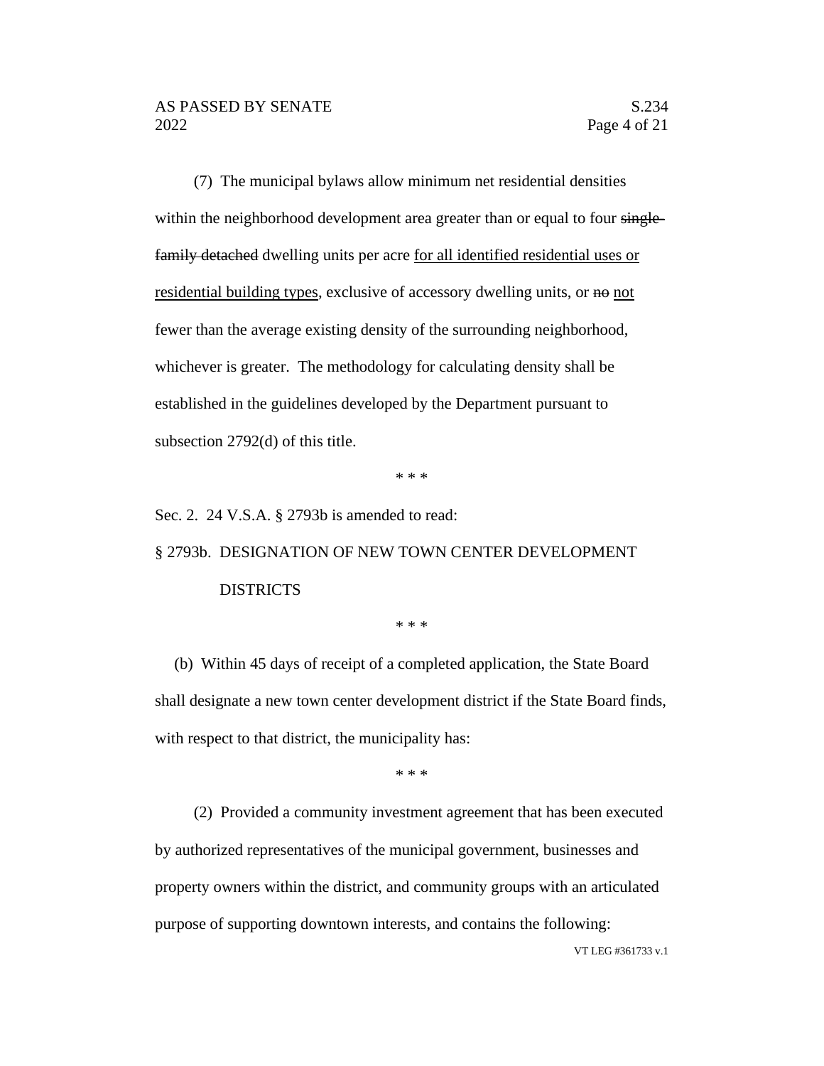(7) The municipal bylaws allow minimum net residential densities within the neighborhood development area greater than or equal to four ~~single-family detached~~ dwelling units per acre <u>for all identified residential uses or residential building types</u>, exclusive of accessory dwelling units, or ~~no~~ <u>not</u> fewer than the average existing density of the surrounding neighborhood, whichever is greater. The methodology for calculating density shall be established in the guidelines developed by the Department pursuant to subsection 2792(d) of this title.

\* \* \*

Sec. 2. 24 V.S.A. § 2793b is amended to read:

§ 2793b. DESIGNATION OF NEW TOWN CENTER DEVELOPMENT DISTRICTS

\* \* \*

(b) Within 45 days of receipt of a completed application, the State Board shall designate a new town center development district if the State Board finds, with respect to that district, the municipality has:

\* \* \*

(2) Provided a community investment agreement that has been executed by authorized representatives of the municipal government, businesses and property owners within the district, and community groups with an articulated purpose of supporting downtown interests, and contains the following: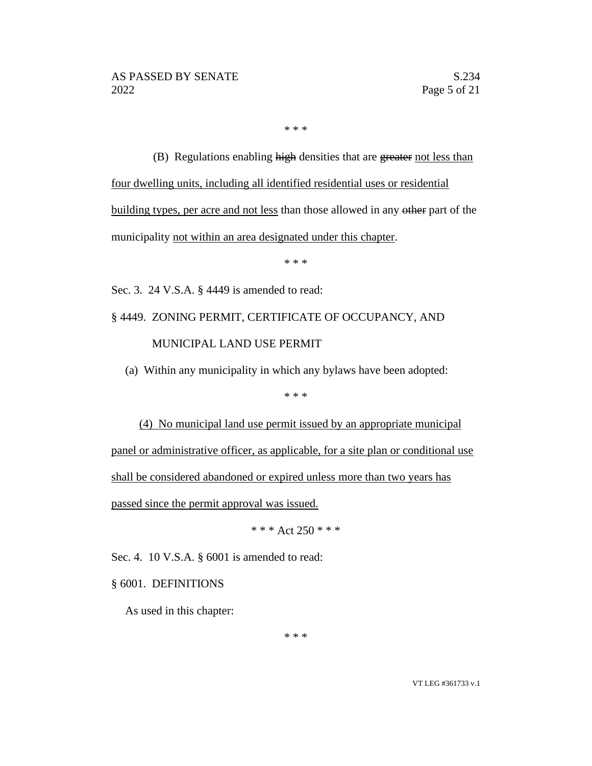\* \* \*

(B) Regulations enabling ~~high~~ densities that are ~~greater~~ <u>not less than four dwelling units, including all identified residential uses or residential building types, per acre and not less</u> than those allowed in any ~~other~~ part of the municipality <u>not within an area designated under this chapter</u>.

\* \* \*

Sec. 3. 24 V.S.A. § 4449 is amended to read:

§ 4449. ZONING PERMIT, CERTIFICATE OF OCCUPANCY, AND MUNICIPAL LAND USE PERMIT

(a) Within any municipality in which any bylaws have been adopted:

\* \* \*

<u>(4) No municipal land use permit issued by an appropriate municipal panel or administrative officer, as applicable, for a site plan or conditional use shall be considered abandoned or expired unless more than two years has passed since the permit approval was issued.</u>

\* \* \* Act 250 \* \* \*

Sec. 4. 10 V.S.A. § 6001 is amended to read:

§ 6001. DEFINITIONS

As used in this chapter:

\* \* \*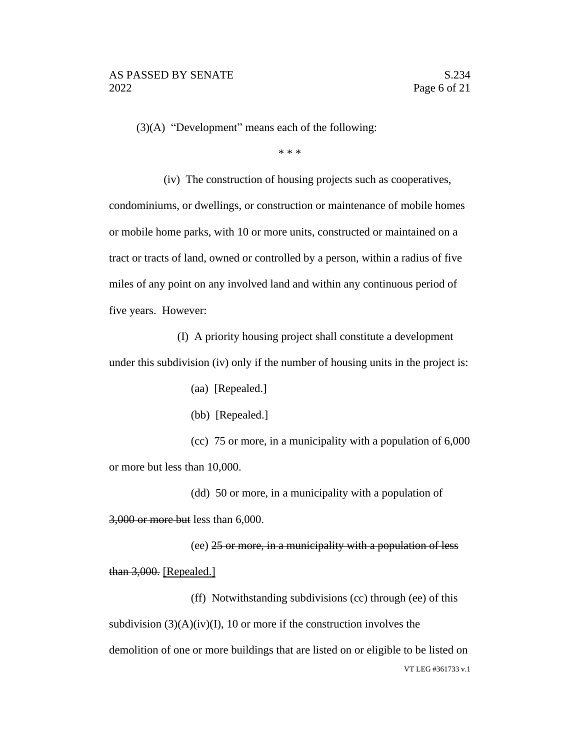(3)(A) "Development" means each of the following:

\* \* \*

(iv) The construction of housing projects such as cooperatives, condominiums, or dwellings, or construction or maintenance of mobile homes or mobile home parks, with 10 or more units, constructed or maintained on a tract or tracts of land, owned or controlled by a person, within a radius of five miles of any point on any involved land and within any continuous period of five years. However:

(I) A priority housing project shall constitute a development under this subdivision (iv) only if the number of housing units in the project is:

(aa) [Repealed.]

(bb) [Repealed.]

(cc) 75 or more, in a municipality with a population of 6,000 or more but less than 10,000.

(dd) 50 or more, in a municipality with a population of ~~3,000 or more but~~ less than 6,000.

(ee) ~~25 or more, in a municipality with a population of less than 3,000.~~ <u>[Repealed.]</u>

(ff) Notwithstanding subdivisions (cc) through (ee) of this subdivision (3)(A)(iv)(I), 10 or more if the construction involves the demolition of one or more buildings that are listed on or eligible to be listed on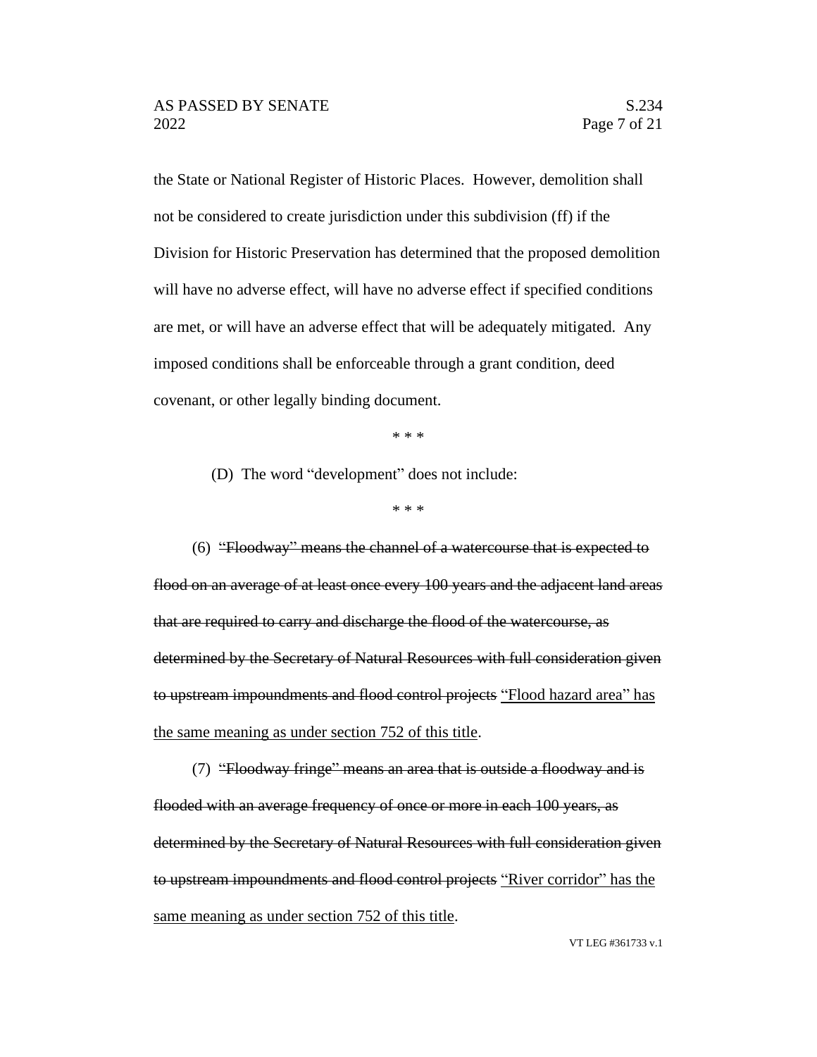the State or National Register of Historic Places. However, demolition shall not be considered to create jurisdiction under this subdivision (ff) if the Division for Historic Preservation has determined that the proposed demolition will have no adverse effect, will have no adverse effect if specified conditions are met, or will have an adverse effect that will be adequately mitigated. Any imposed conditions shall be enforceable through a grant condition, deed covenant, or other legally binding document.

\* \* \*

(D) The word "development" does not include:

\* \* \*

(6) ~~"Floodway" means the channel of a watercourse that is expected to flood on an average of at least once every 100 years and the adjacent land areas that are required to carry and discharge the flood of the watercourse, as determined by the Secretary of Natural Resources with full consideration given to upstream impoundments and flood control projects~~ <u>"Flood hazard area" has the same meaning as under section 752 of this title</u>.

(7) ~~"Floodway fringe" means an area that is outside a floodway and is flooded with an average frequency of once or more in each 100 years, as determined by the Secretary of Natural Resources with full consideration given to upstream impoundments and flood control projects~~ <u>"River corridor" has the same meaning as under section 752 of this title</u>.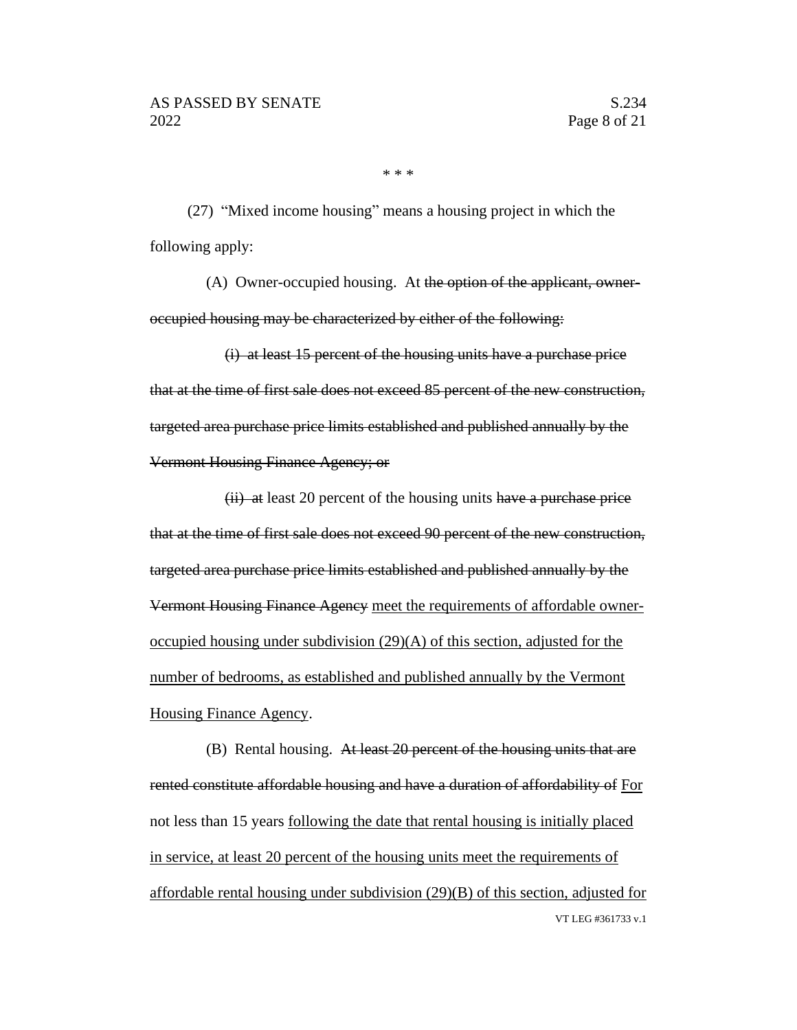\* \* \*

(27) "Mixed income housing" means a housing project in which the following apply:

(A) Owner-occupied housing. At ~~the option of the applicant, owner-occupied housing may be characterized by either of the following:~~

~~(i) at least 15 percent of the housing units have a purchase price that at the time of first sale does not exceed 85 percent of the new construction, targeted area purchase price limits established and published annually by the Vermont Housing Finance Agency; or~~

~~(ii) at~~ least 20 percent of the housing units ~~have a purchase price that at the time of first sale does not exceed 90 percent of the new construction, targeted area purchase price limits established and published annually by the Vermont Housing Finance Agency~~ <u>meet the requirements of affordable owner-occupied housing under subdivision (29)(A) of this section, adjusted for the number of bedrooms, as established and published annually by the Vermont Housing Finance Agency</u>.

(B) Rental housing. ~~At least 20 percent of the housing units that are rented constitute affordable housing and have a duration of affordability of~~ <u>For</u> not less than 15 years <u>following the date that rental housing is initially placed in service, at least 20 percent of the housing units meet the requirements of affordable rental housing under subdivision (29)(B) of this section, adjusted for</u>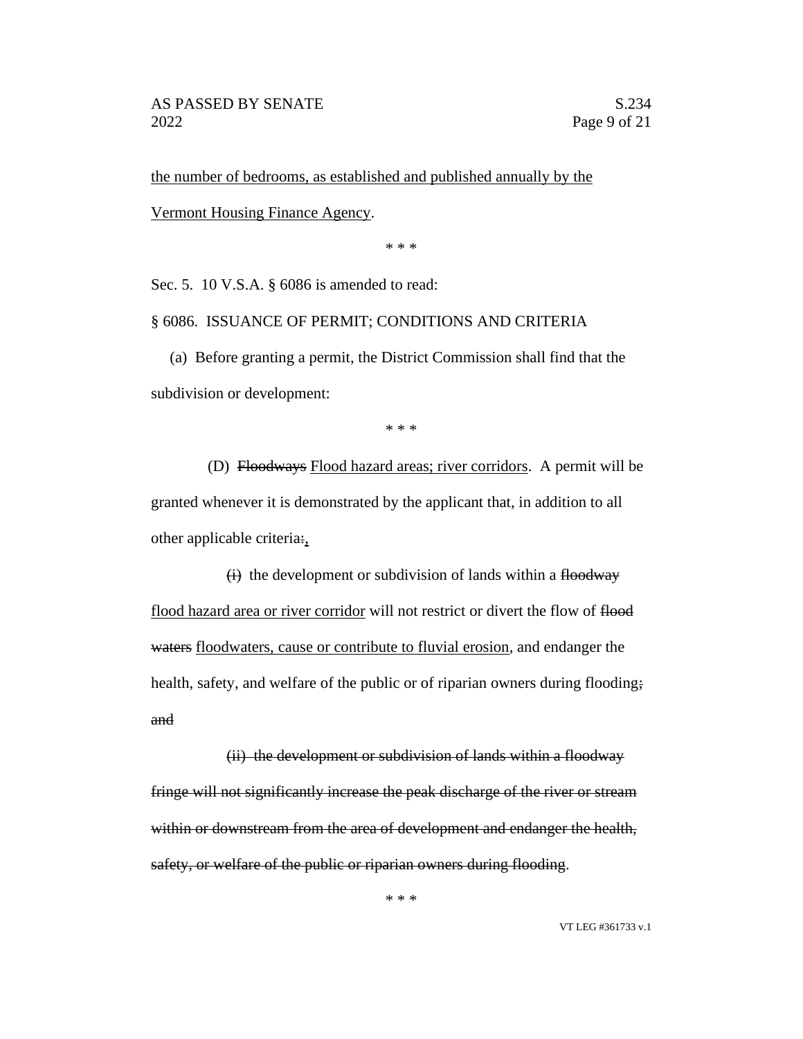the number of bedrooms, as established and published annually by the Vermont Housing Finance Agency.

\* \* \*

Sec. 5. 10 V.S.A. § 6086 is amended to read:

§ 6086. ISSUANCE OF PERMIT; CONDITIONS AND CRITERIA

(a) Before granting a permit, the District Commission shall find that the subdivision or development:

\* \* \*

(D) ~~Floodways~~ Flood hazard areas; river corridors. A permit will be granted whenever it is demonstrated by the applicant that, in addition to all other applicable criteria~~:~~,

~~(i)~~ the development or subdivision of lands within a ~~floodway~~ flood hazard area or river corridor will not restrict or divert the flow of ~~flood waters~~ floodwaters, cause or contribute to fluvial erosion, and endanger the health, safety, and welfare of the public or of riparian owners during flooding~~; and~~

~~(ii) the development or subdivision of lands within a floodway fringe will not significantly increase the peak discharge of the river or stream within or downstream from the area of development and endanger the health, safety, or welfare of the public or riparian owners during flooding~~.

\* \* \*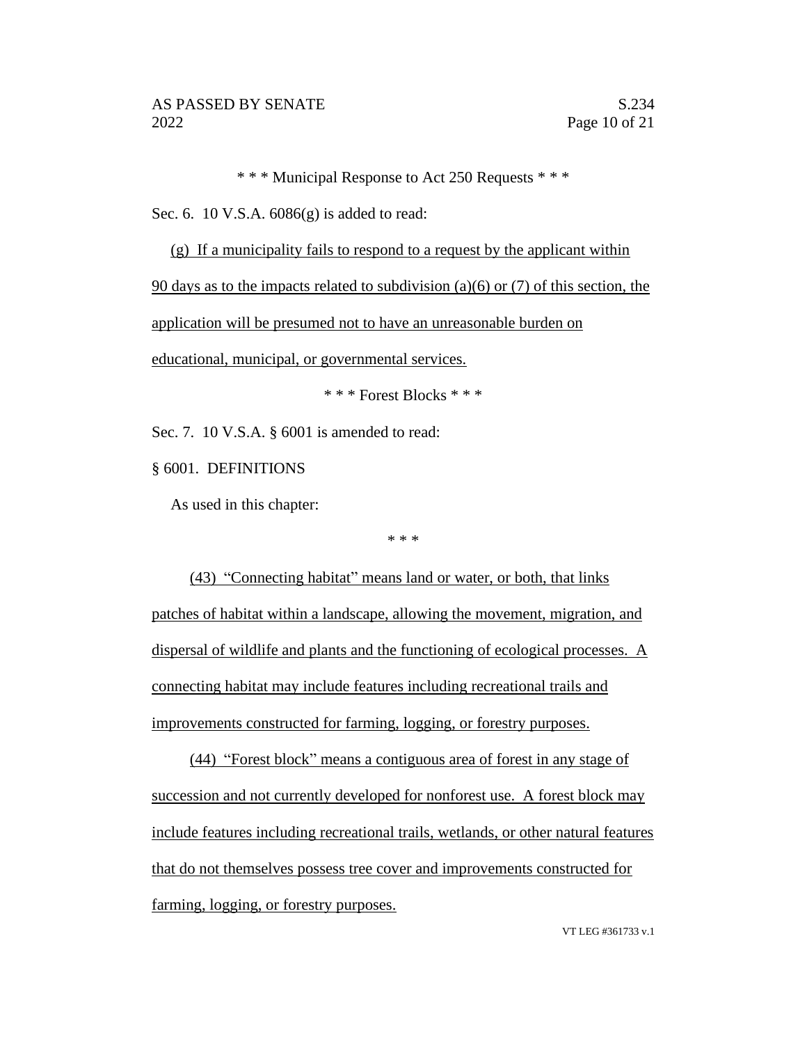\* \* \* Municipal Response to Act 250 Requests \* \* \*

Sec. 6. 10 V.S.A. 6086(g) is added to read:

(g) If a municipality fails to respond to a request by the applicant within 90 days as to the impacts related to subdivision (a)(6) or (7) of this section, the application will be presumed not to have an unreasonable burden on educational, municipal, or governmental services.

\* \* \* Forest Blocks \* \* \*

Sec. 7. 10 V.S.A. § 6001 is amended to read:

§ 6001. DEFINITIONS

As used in this chapter:

\* \* \*

(43) "Connecting habitat" means land or water, or both, that links patches of habitat within a landscape, allowing the movement, migration, and dispersal of wildlife and plants and the functioning of ecological processes. A connecting habitat may include features including recreational trails and improvements constructed for farming, logging, or forestry purposes.

(44) "Forest block" means a contiguous area of forest in any stage of succession and not currently developed for nonforest use. A forest block may include features including recreational trails, wetlands, or other natural features that do not themselves possess tree cover and improvements constructed for farming, logging, or forestry purposes.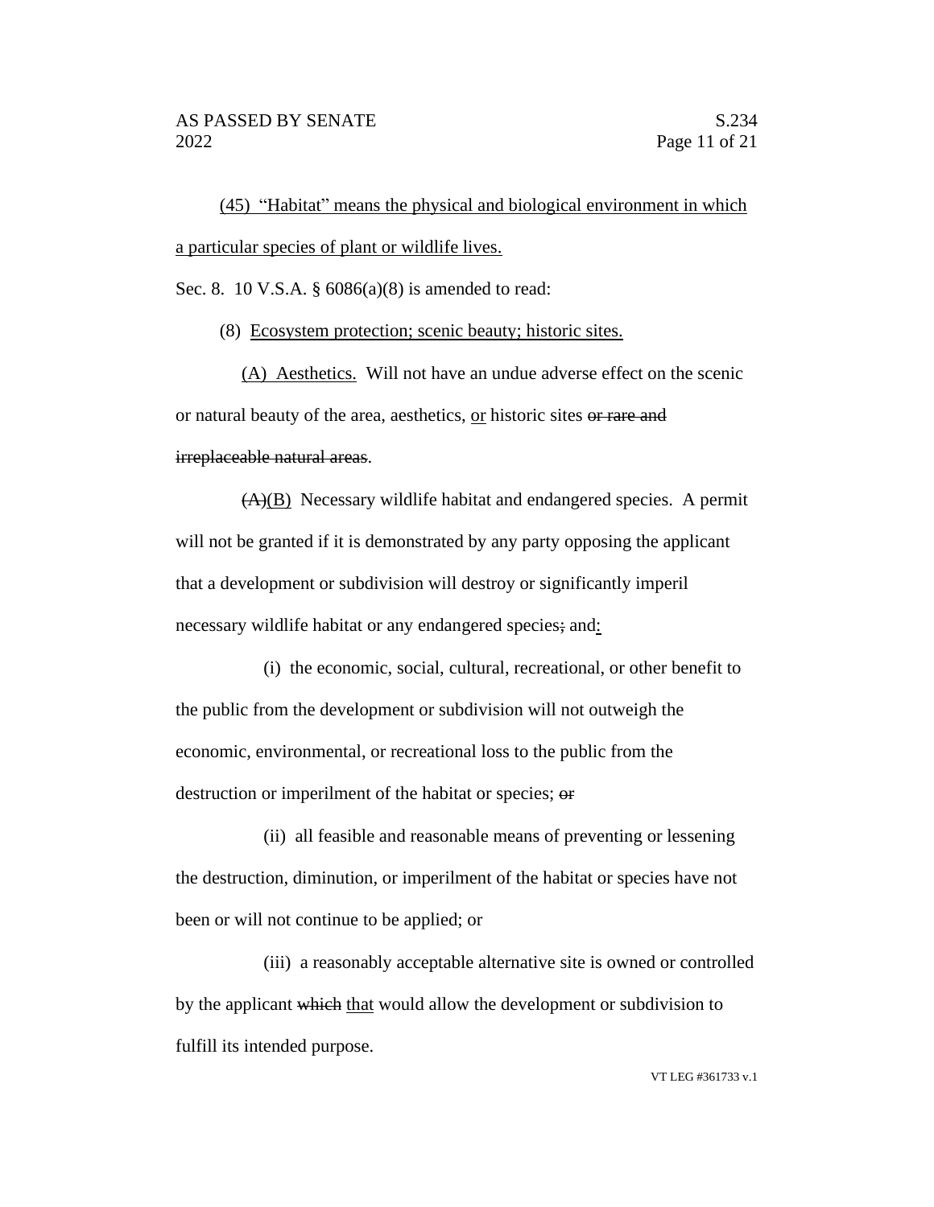(45) <u>"Habitat" means the physical and biological environment in which a particular species of plant or wildlife lives.</u>

Sec. 8. 10 V.S.A. § 6086(a)(8) is amended to read:

(8) <u>Ecosystem protection; scenic beauty; historic sites.</u>

<u>(A) Aesthetics.</u> Will not have an undue adverse effect on the scenic or natural beauty of the area, aesthetics, <u>or</u> historic sites ~~or rare and irreplaceable natural areas~~.

~~(A)~~<u>(B)</u> Necessary wildlife habitat and endangered species. A permit will not be granted if it is demonstrated by any party opposing the applicant that a development or subdivision will destroy or significantly imperil necessary wildlife habitat or any endangered species~~;~~ and<u>:</u>

(i) the economic, social, cultural, recreational, or other benefit to the public from the development or subdivision will not outweigh the economic, environmental, or recreational loss to the public from the destruction or imperilment of the habitat or species; ~~or~~

(ii) all feasible and reasonable means of preventing or lessening the destruction, diminution, or imperilment of the habitat or species have not been or will not continue to be applied; or

(iii) a reasonably acceptable alternative site is owned or controlled by the applicant ~~which~~ <u>that</u> would allow the development or subdivision to fulfill its intended purpose.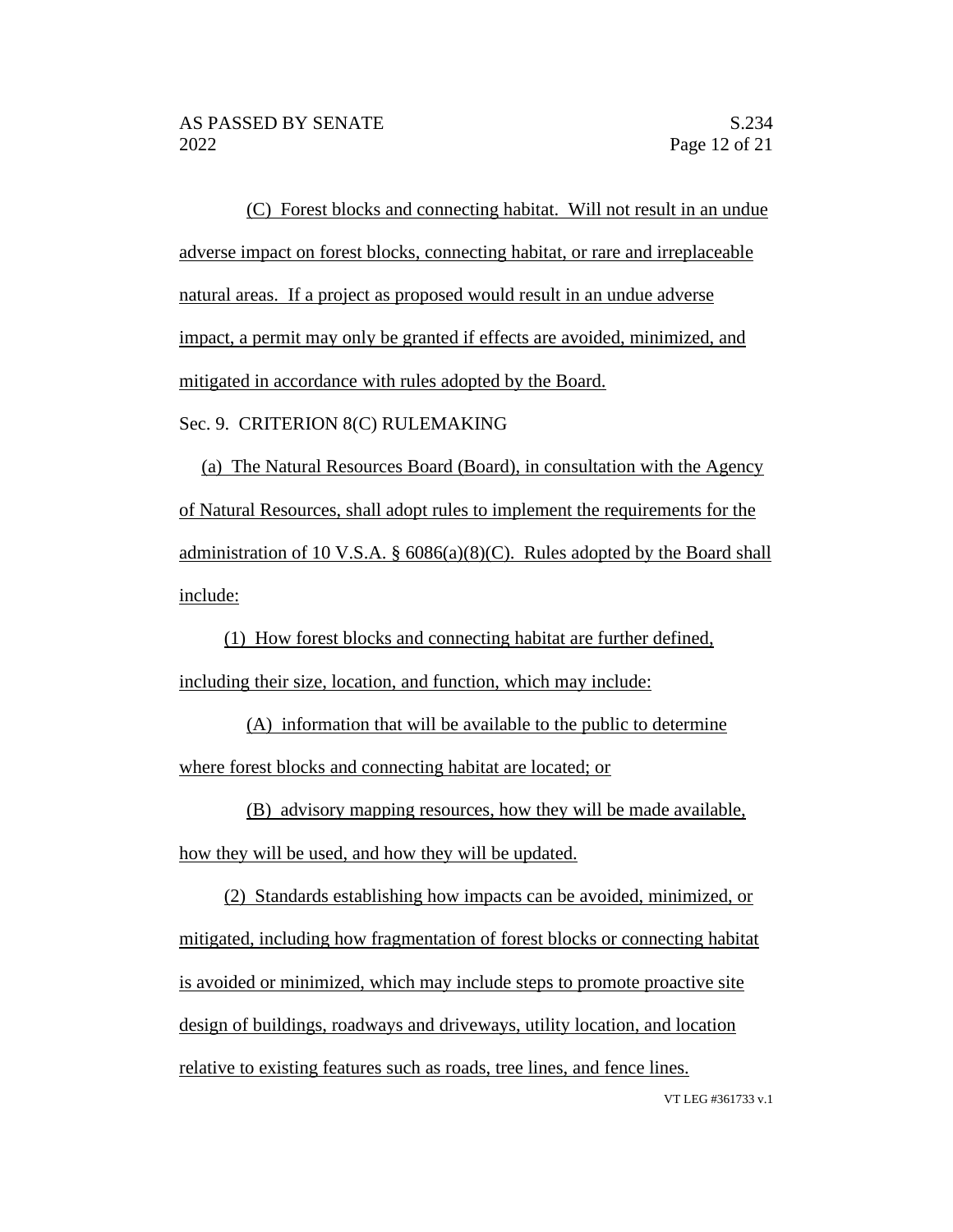(C) Forest blocks and connecting habitat. Will not result in an undue adverse impact on forest blocks, connecting habitat, or rare and irreplaceable natural areas. If a project as proposed would result in an undue adverse impact, a permit may only be granted if effects are avoided, minimized, and mitigated in accordance with rules adopted by the Board.

Sec. 9. CRITERION 8(C) RULEMAKING

(a) The Natural Resources Board (Board), in consultation with the Agency of Natural Resources, shall adopt rules to implement the requirements for the administration of 10 V.S.A. § 6086(a)(8)(C). Rules adopted by the Board shall include:

(1) How forest blocks and connecting habitat are further defined, including their size, location, and function, which may include:

(A) information that will be available to the public to determine where forest blocks and connecting habitat are located; or

(B) advisory mapping resources, how they will be made available, how they will be used, and how they will be updated.

(2) Standards establishing how impacts can be avoided, minimized, or mitigated, including how fragmentation of forest blocks or connecting habitat is avoided or minimized, which may include steps to promote proactive site design of buildings, roadways and driveways, utility location, and location relative to existing features such as roads, tree lines, and fence lines.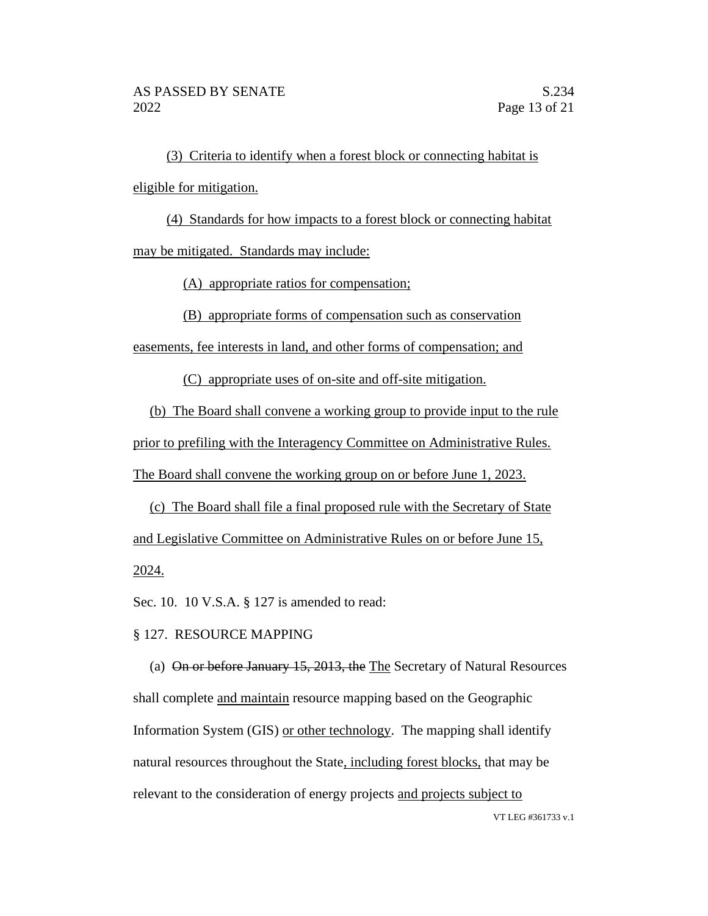(3) Criteria to identify when a forest block or connecting habitat is eligible for mitigation.

(4) Standards for how impacts to a forest block or connecting habitat may be mitigated. Standards may include:

(A) appropriate ratios for compensation;

(B) appropriate forms of compensation such as conservation easements, fee interests in land, and other forms of compensation; and

(C) appropriate uses of on-site and off-site mitigation.

(b) The Board shall convene a working group to provide input to the rule prior to prefiling with the Interagency Committee on Administrative Rules. The Board shall convene the working group on or before June 1, 2023.

(c) The Board shall file a final proposed rule with the Secretary of State and Legislative Committee on Administrative Rules on or before June 15, 2024.

Sec. 10. 10 V.S.A. § 127 is amended to read:

§ 127. RESOURCE MAPPING

(a) ~~On or before January 15, 2013, the~~ The Secretary of Natural Resources shall complete and maintain resource mapping based on the Geographic Information System (GIS) or other technology. The mapping shall identify natural resources throughout the State, including forest blocks, that may be relevant to the consideration of energy projects and projects subject to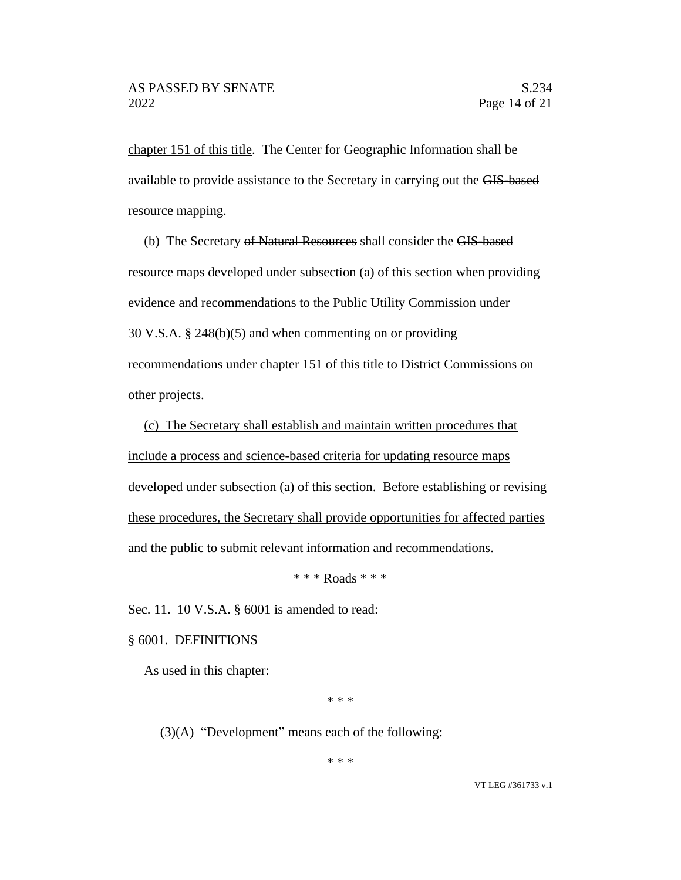chapter 151 of this title. The Center for Geographic Information shall be available to provide assistance to the Secretary in carrying out the ~~GIS-based~~ resource mapping.

(b) The Secretary ~~of Natural Resources~~ shall consider the ~~GIS-based~~ resource maps developed under subsection (a) of this section when providing evidence and recommendations to the Public Utility Commission under 30 V.S.A. § 248(b)(5) and when commenting on or providing recommendations under chapter 151 of this title to District Commissions on other projects.

(c) The Secretary shall establish and maintain written procedures that include a process and science-based criteria for updating resource maps developed under subsection (a) of this section. Before establishing or revising these procedures, the Secretary shall provide opportunities for affected parties and the public to submit relevant information and recommendations.

\* \* \* Roads \* \* \*

Sec. 11. 10 V.S.A. § 6001 is amended to read:

§ 6001. DEFINITIONS

As used in this chapter:

\* \* \*

(3)(A) "Development" means each of the following:

\* \* \*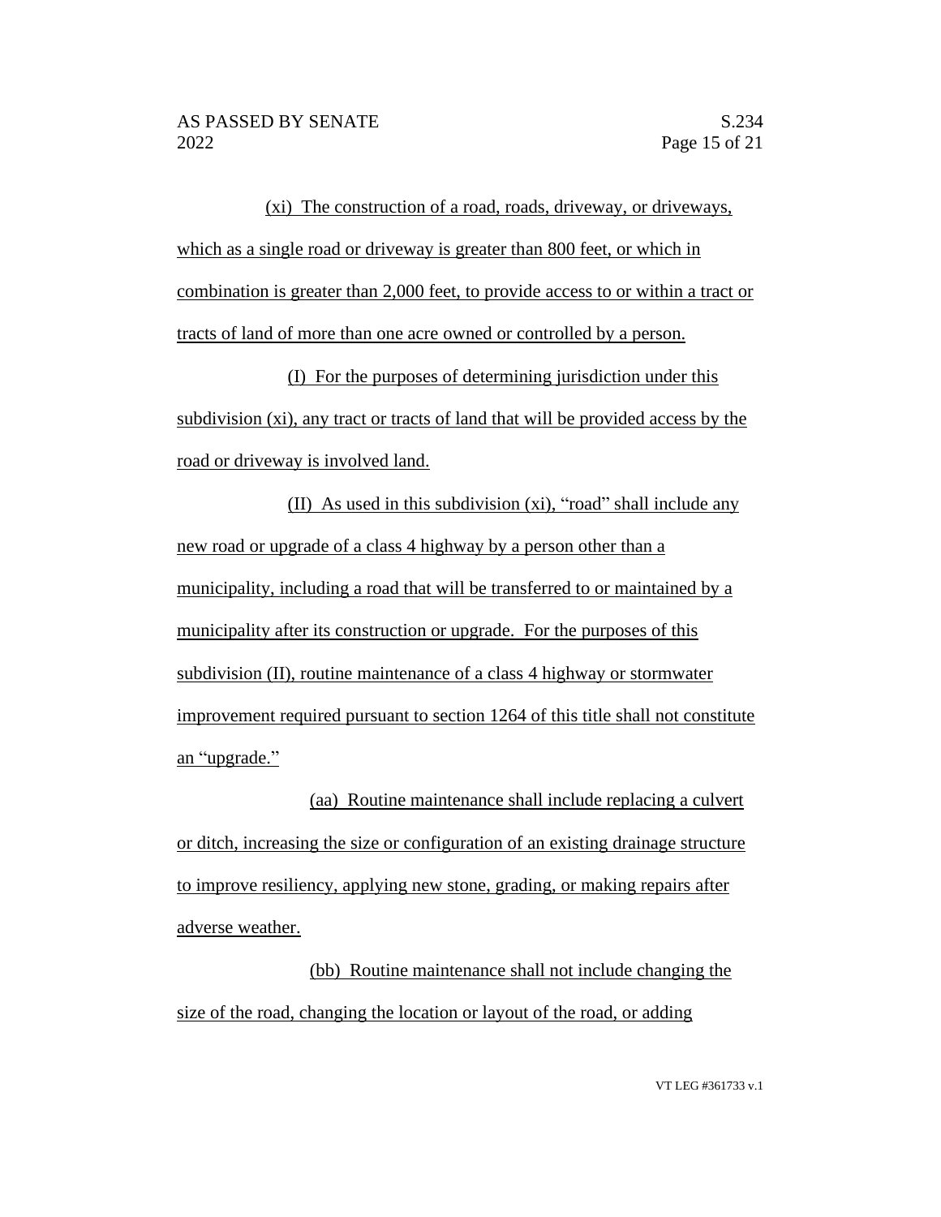(xi) The construction of a road, roads, driveway, or driveways, which as a single road or driveway is greater than 800 feet, or which in combination is greater than 2,000 feet, to provide access to or within a tract or tracts of land of more than one acre owned or controlled by a person.

(I) For the purposes of determining jurisdiction under this subdivision (xi), any tract or tracts of land that will be provided access by the road or driveway is involved land.

(II) As used in this subdivision (xi), "road" shall include any new road or upgrade of a class 4 highway by a person other than a municipality, including a road that will be transferred to or maintained by a municipality after its construction or upgrade. For the purposes of this subdivision (II), routine maintenance of a class 4 highway or stormwater improvement required pursuant to section 1264 of this title shall not constitute an "upgrade."

(aa) Routine maintenance shall include replacing a culvert or ditch, increasing the size or configuration of an existing drainage structure to improve resiliency, applying new stone, grading, or making repairs after adverse weather.

(bb) Routine maintenance shall not include changing the size of the road, changing the location or layout of the road, or adding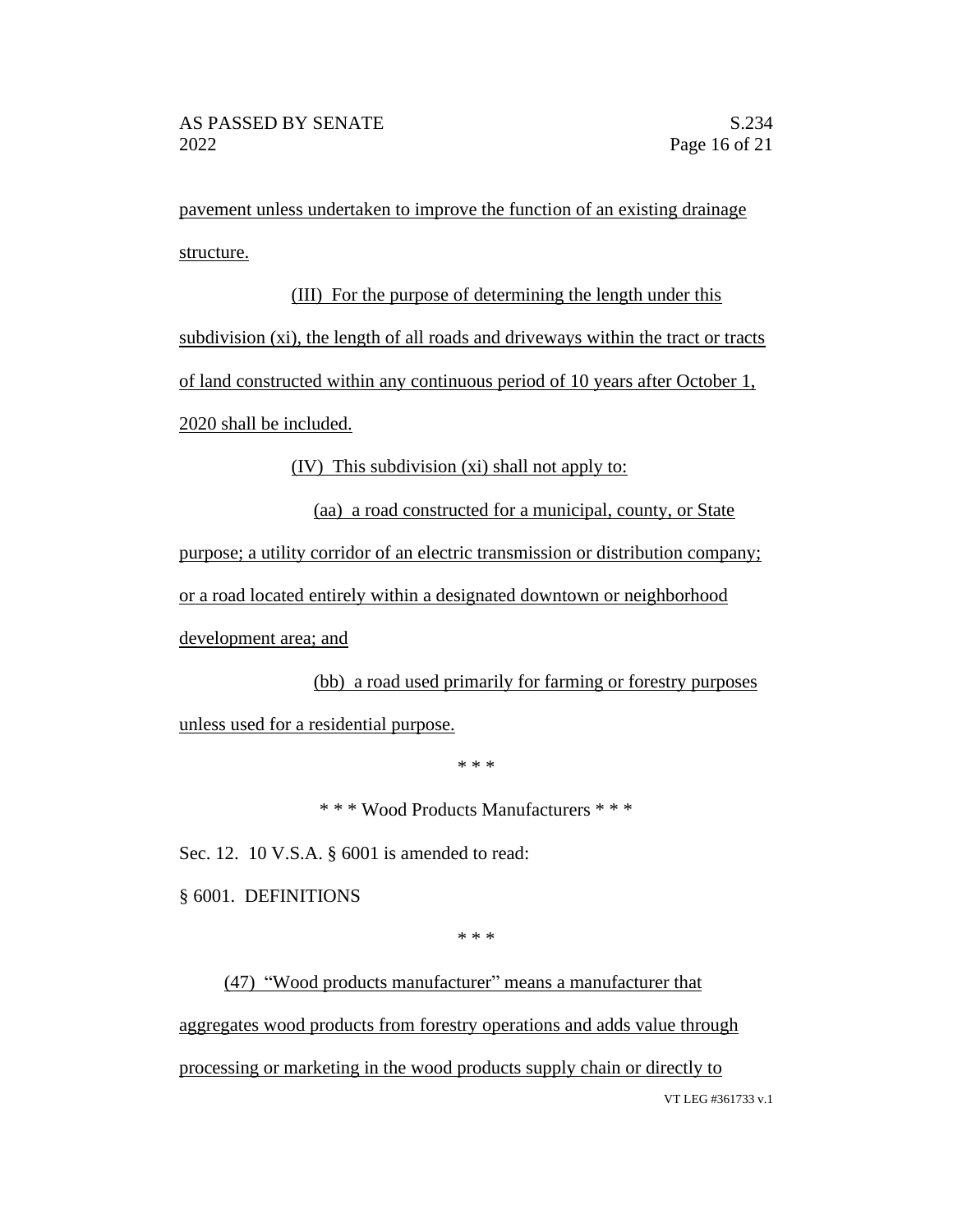pavement unless undertaken to improve the function of an existing drainage structure.

(III) For the purpose of determining the length under this subdivision (xi), the length of all roads and driveways within the tract or tracts of land constructed within any continuous period of 10 years after October 1, 2020 shall be included.

(IV) This subdivision (xi) shall not apply to:

(aa) a road constructed for a municipal, county, or State purpose; a utility corridor of an electric transmission or distribution company; or a road located entirely within a designated downtown or neighborhood development area; and

(bb) a road used primarily for farming or forestry purposes unless used for a residential purpose.

\* \* \*

\* \* \* Wood Products Manufacturers \* \* \*

Sec. 12. 10 V.S.A. § 6001 is amended to read:

§ 6001. DEFINITIONS

\* \* \*

(47) "Wood products manufacturer" means a manufacturer that aggregates wood products from forestry operations and adds value through processing or marketing in the wood products supply chain or directly to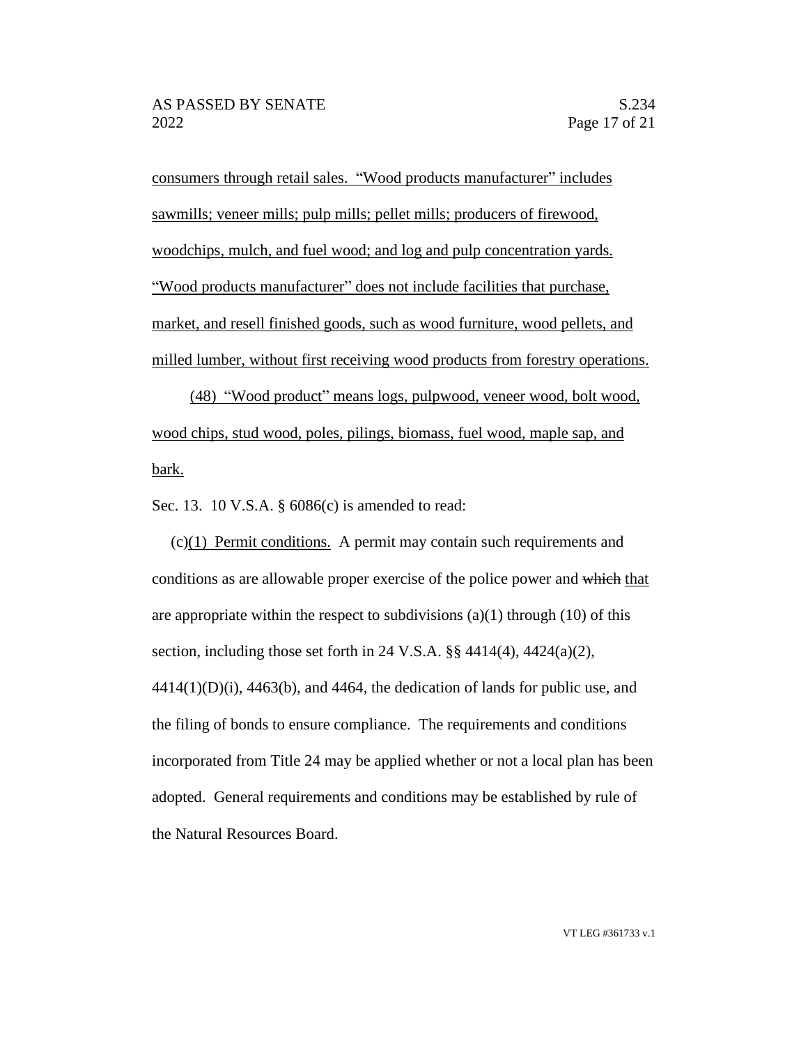consumers through retail sales. "Wood products manufacturer" includes sawmills; veneer mills; pulp mills; pellet mills; producers of firewood, woodchips, mulch, and fuel wood; and log and pulp concentration yards. "Wood products manufacturer" does not include facilities that purchase, market, and resell finished goods, such as wood furniture, wood pellets, and milled lumber, without first receiving wood products from forestry operations.

(48) "Wood product" means logs, pulpwood, veneer wood, bolt wood, wood chips, stud wood, poles, pilings, biomass, fuel wood, maple sap, and bark.

Sec. 13. 10 V.S.A. § 6086(c) is amended to read:

(c)(1) Permit conditions. A permit may contain such requirements and conditions as are allowable proper exercise of the police power and ~~which~~ that are appropriate within the respect to subdivisions (a)(1) through (10) of this section, including those set forth in 24 V.S.A. §§ 4414(4), 4424(a)(2), 4414(1)(D)(i), 4463(b), and 4464, the dedication of lands for public use, and the filing of bonds to ensure compliance. The requirements and conditions incorporated from Title 24 may be applied whether or not a local plan has been adopted. General requirements and conditions may be established by rule of the Natural Resources Board.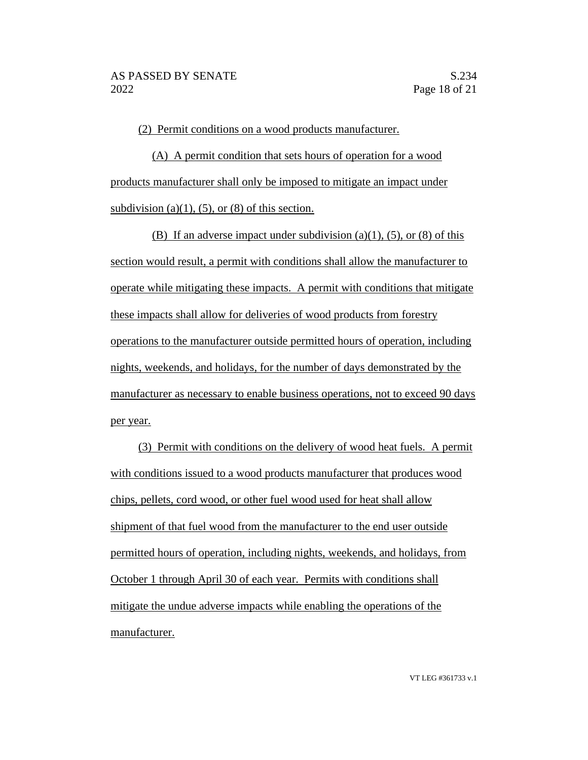(2) Permit conditions on a wood products manufacturer.

(A) A permit condition that sets hours of operation for a wood products manufacturer shall only be imposed to mitigate an impact under subdivision (a)(1), (5), or (8) of this section.

(B) If an adverse impact under subdivision (a)(1), (5), or (8) of this section would result, a permit with conditions shall allow the manufacturer to operate while mitigating these impacts. A permit with conditions that mitigate these impacts shall allow for deliveries of wood products from forestry operations to the manufacturer outside permitted hours of operation, including nights, weekends, and holidays, for the number of days demonstrated by the manufacturer as necessary to enable business operations, not to exceed 90 days per year.

(3) Permit with conditions on the delivery of wood heat fuels. A permit with conditions issued to a wood products manufacturer that produces wood chips, pellets, cord wood, or other fuel wood used for heat shall allow shipment of that fuel wood from the manufacturer to the end user outside permitted hours of operation, including nights, weekends, and holidays, from October 1 through April 30 of each year. Permits with conditions shall mitigate the undue adverse impacts while enabling the operations of the manufacturer.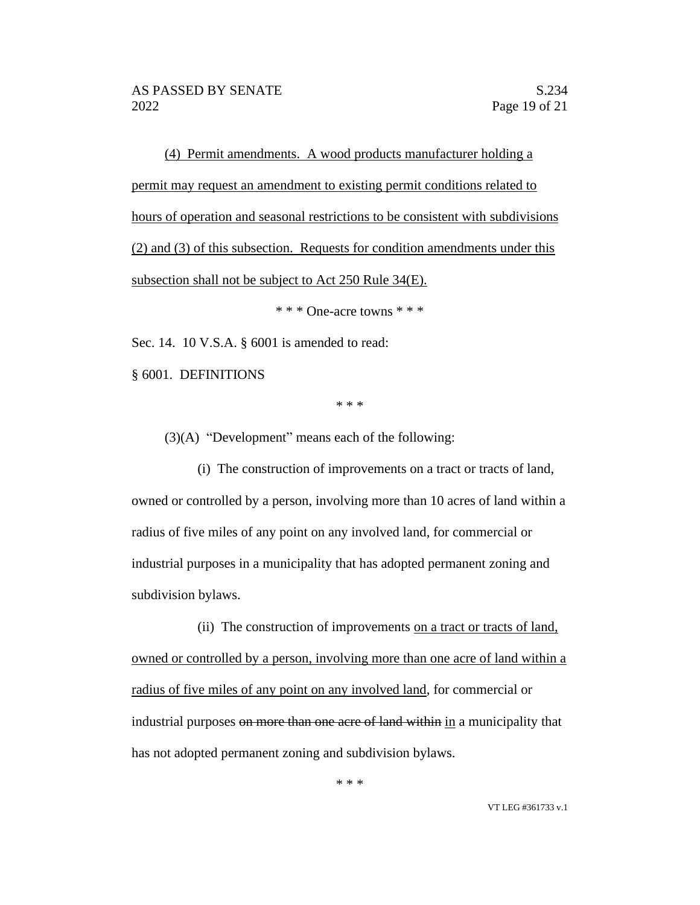(4) Permit amendments. A wood products manufacturer holding a permit may request an amendment to existing permit conditions related to hours of operation and seasonal restrictions to be consistent with subdivisions (2) and (3) of this subsection. Requests for condition amendments under this subsection shall not be subject to Act 250 Rule 34(E).

\* \* \* One-acre towns \* \* \*

Sec. 14. 10 V.S.A. § 6001 is amended to read:

§ 6001. DEFINITIONS

\* \* \*

(3)(A) "Development" means each of the following:

(i) The construction of improvements on a tract or tracts of land, owned or controlled by a person, involving more than 10 acres of land within a radius of five miles of any point on any involved land, for commercial or industrial purposes in a municipality that has adopted permanent zoning and subdivision bylaws.

(ii) The construction of improvements on a tract or tracts of land, owned or controlled by a person, involving more than one acre of land within a radius of five miles of any point on any involved land, for commercial or industrial purposes ~~on more than one acre of land within~~ in a municipality that has not adopted permanent zoning and subdivision bylaws.

\* \* \*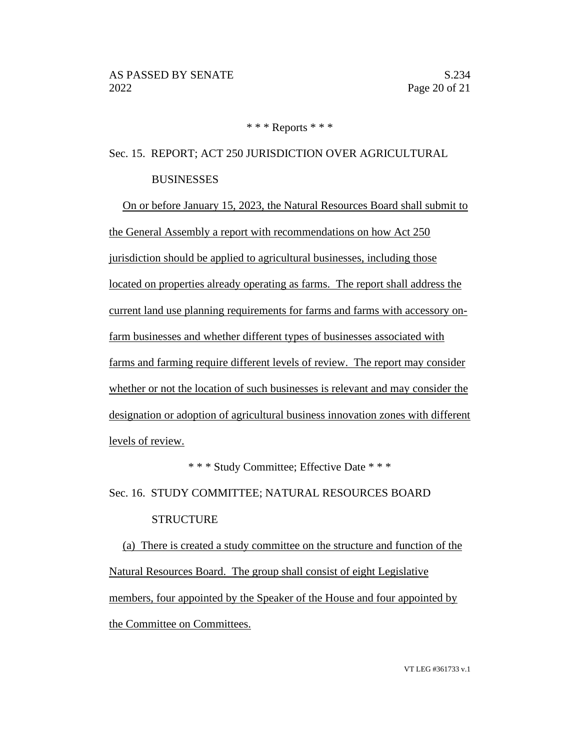\* \* \* Reports \* \* \*

Sec. 15. REPORT; ACT 250 JURISDICTION OVER AGRICULTURAL BUSINESSES

On or before January 15, 2023, the Natural Resources Board shall submit to the General Assembly a report with recommendations on how Act 250 jurisdiction should be applied to agricultural businesses, including those located on properties already operating as farms. The report shall address the current land use planning requirements for farms and farms with accessory on-farm businesses and whether different types of businesses associated with farms and farming require different levels of review. The report may consider whether or not the location of such businesses is relevant and may consider the designation or adoption of agricultural business innovation zones with different levels of review.

\* \* \* Study Committee; Effective Date \* \* \*

Sec. 16. STUDY COMMITTEE; NATURAL RESOURCES BOARD STRUCTURE

(a) There is created a study committee on the structure and function of the Natural Resources Board. The group shall consist of eight Legislative members, four appointed by the Speaker of the House and four appointed by the Committee on Committees.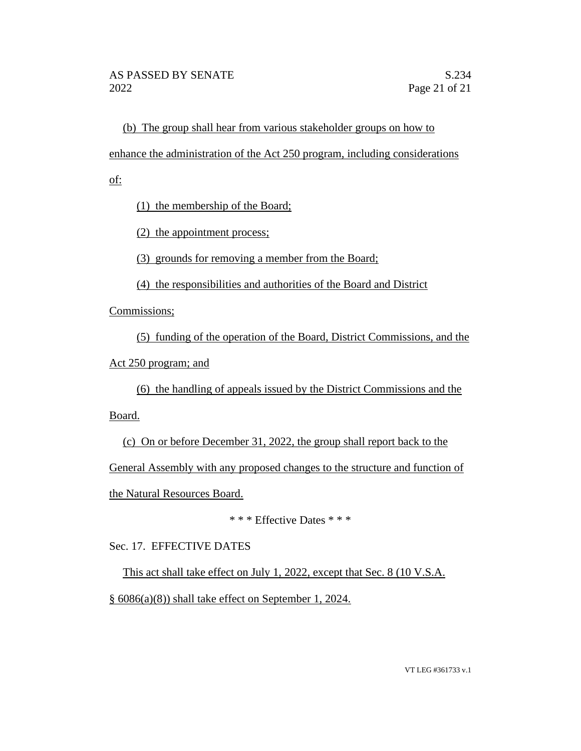(b) The group shall hear from various stakeholder groups on how to enhance the administration of the Act 250 program, including considerations of:

(1) the membership of the Board;

(2) the appointment process;

(3) grounds for removing a member from the Board;

(4) the responsibilities and authorities of the Board and District Commissions;

(5) funding of the operation of the Board, District Commissions, and the Act 250 program; and

(6) the handling of appeals issued by the District Commissions and the Board.

(c) On or before December 31, 2022, the group shall report back to the General Assembly with any proposed changes to the structure and function of the Natural Resources Board.

\* \* \* Effective Dates \* \* \*

Sec. 17. EFFECTIVE DATES

This act shall take effect on July 1, 2022, except that Sec. 8 (10 V.S.A. § 6086(a)(8)) shall take effect on September 1, 2024.